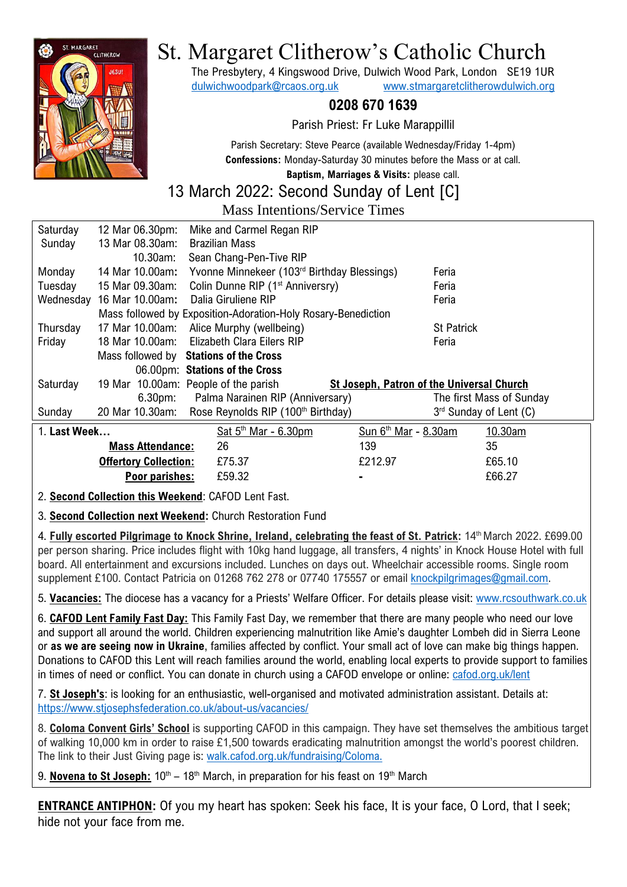# St. Margaret Clitherow's Catholic Church

The Presbytery, 4 Kingswood Drive, Dulwich Wood Park, London SE19 1UR
dulwichwoodpark@rcaos.org.uk www.stmargaretclitherowdulwich.org

**0208 670 1639**

Parish Priest: Fr Luke Marappillil

Parish Secretary: Steve Pearce (available Wednesday/Friday 1-4pm)
**Confessions:** Monday-Saturday 30 minutes before the Mass or at call.
**Baptism, Marriages & Visits:** please call.

## 13 March 2022: Second Sunday of Lent [C]

### Mass Intentions/Service Times

| | | | |
|---|---|---|---|
| Saturday | 12 Mar 06.30pm: | Mike and Carmel Regan RIP | |
| Sunday | 13 Mar 08.30am: | Brazilian Mass | |
| | 10.30am: | Sean Chang-Pen-Tive RIP | |
| Monday | 14 Mar 10.00am: | Yvonne Minnekeer (103rd Birthday Blessings) | Feria |
| Tuesday | 15 Mar 09.30am: | Colin Dunne RIP (1st Anniversry) | Feria |
| Wednesday | 16 Mar 10.00am: | Dalia Giruliene RIP | Feria |
| | Mass followed by Exposition-Adoration-Holy Rosary-Benediction | | |
| Thursday | 17 Mar 10.00am: | Alice Murphy (wellbeing) | St Patrick |
| Friday | 18 Mar 10.00am: | Elizabeth Clara Eilers RIP | Feria |
| | Mass followed by | **Stations of the Cross** | |
| | 06.00pm: | **Stations of the Cross** | |
| Saturday | 19 Mar 10.00am: | People of the parish | **St Joseph, Patron of the Universal Church** |
| | 6.30pm: | Palma Narainen RIP (Anniversary) | The first Mass of Sunday |
| Sunday | 20 Mar 10.30am: | Rose Reynolds RIP (100th Birthday) | 3rd Sunday of Lent (C) |

| 1. **Last Week…** | Sat 5th Mar - 6.30pm | Sun 6th Mar - 8.30am | 10.30am |
|---|---|---|---|
| **Mass Attendance:** | 26 | 139 | 35 |
| **Offertory Collection:** | £75.37 | £212.97 | £65.10 |
| **Poor parishes:** | £59.32 | - | £66.27 |

2. **Second Collection this Weekend**: CAFOD Lent Fast.

3. **Second Collection next Weekend:** Church Restoration Fund

4. **Fully escorted Pilgrimage to Knock Shrine, Ireland, celebrating the feast of St. Patrick:** 14th March 2022. £699.00 per person sharing. Price includes flight with 10kg hand luggage, all transfers, 4 nights' in Knock House Hotel with full board. All entertainment and excursions included. Lunches on days out. Wheelchair accessible rooms. Single room supplement £100. Contact Patricia on 01268 762 278 or 07740 175557 or email knockpilgrimages@gmail.com.

5. **Vacancies:** The diocese has a vacancy for a Priests' Welfare Officer. For details please visit: www.rcsouthwark.co.uk

6. **CAFOD Lent Family Fast Day:** This Family Fast Day, we remember that there are many people who need our love and support all around the world. Children experiencing malnutrition like Amie's daughter Lombeh did in Sierra Leone or **as we are seeing now in Ukraine**, families affected by conflict. Your small act of love can make big things happen. Donations to CAFOD this Lent will reach families around the world, enabling local experts to provide support to families in times of need or conflict. You can donate in church using a CAFOD envelope or online: cafod.org.uk/lent

7. **St Joseph's**: is looking for an enthusiastic, well-organised and motivated administration assistant. Details at: https://www.stjosephsfederation.co.uk/about-us/vacancies/

8. **Coloma Convent Girls' School** is supporting CAFOD in this campaign. They have set themselves the ambitious target of walking 10,000 km in order to raise £1,500 towards eradicating malnutrition amongst the world's poorest children. The link to their Just Giving page is: walk.cafod.org.uk/fundraising/Coloma.

9. **Novena to St Joseph:** 10th – 18th March, in preparation for his feast on 19th March

**ENTRANCE ANTIPHON:** Of you my heart has spoken: Seek his face, It is your face, O Lord, that I seek; hide not your face from me.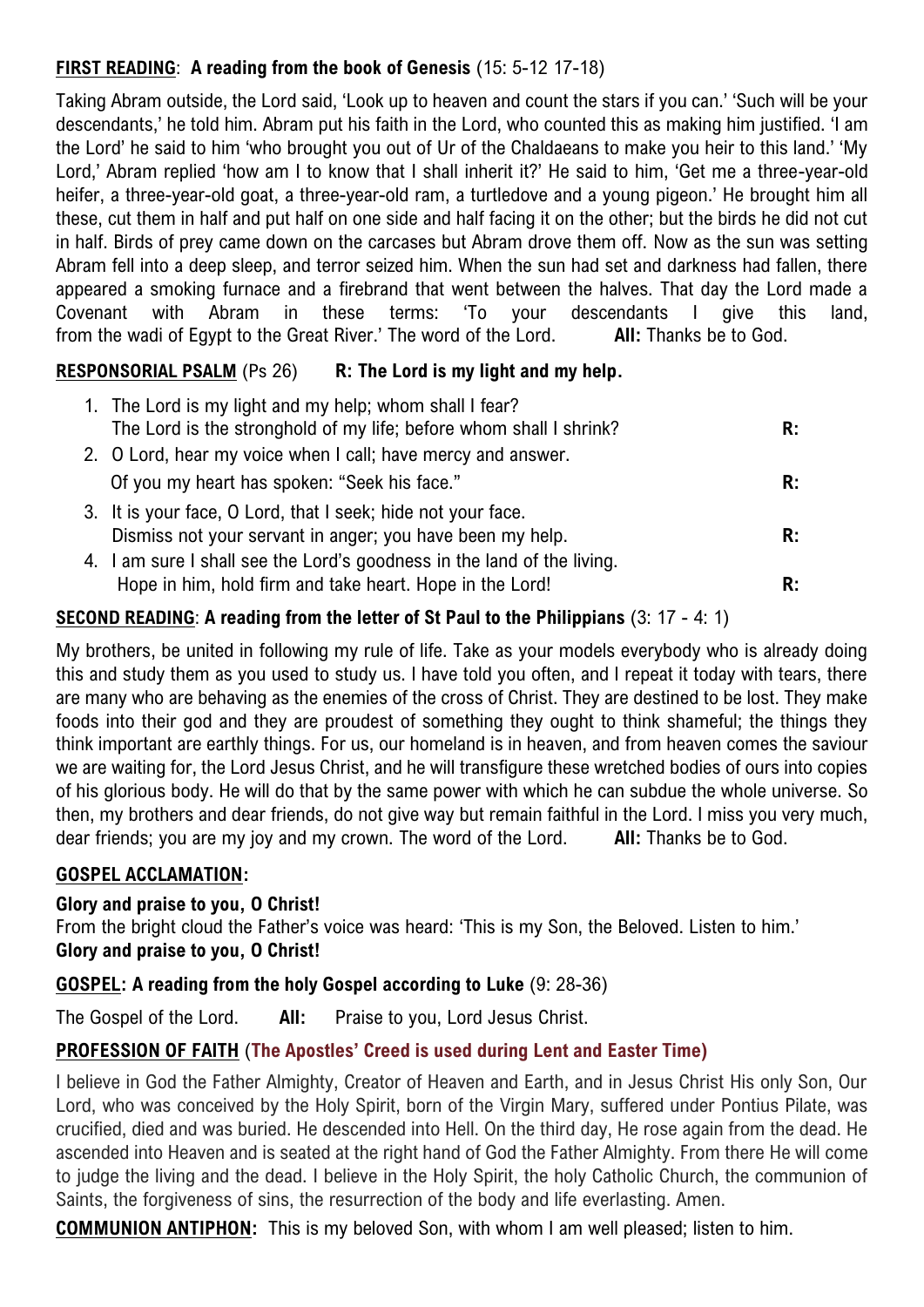**<u>FIRST READING</u>**: **A reading from the book of Genesis** (15: 5-12 17-18)

Taking Abram outside, the Lord said, 'Look up to heaven and count the stars if you can.' 'Such will be your descendants,' he told him. Abram put his faith in the Lord, who counted this as making him justified. 'I am the Lord' he said to him 'who brought you out of Ur of the Chaldaeans to make you heir to this land.' 'My Lord,' Abram replied 'how am I to know that I shall inherit it?' He said to him, 'Get me a three-year-old heifer, a three-year-old goat, a three-year-old ram, a turtledove and a young pigeon.' He brought him all these, cut them in half and put half on one side and half facing it on the other; but the birds he did not cut in half. Birds of prey came down on the carcases but Abram drove them off. Now as the sun was setting Abram fell into a deep sleep, and terror seized him. When the sun had set and darkness had fallen, there appeared a smoking furnace and a firebrand that went between the halves. That day the Lord made a Covenant with Abram in these terms: 'To your descendants I give this land, from the wadi of Egypt to the Great River.' The word of the Lord. **All:** Thanks be to God.

**<u>RESPONSORIAL PSALM</u>** (Ps 26) **R: The Lord is my light and my help.**

1. The Lord is my light and my help; whom shall I fear?
   The Lord is the stronghold of my life; before whom shall I shrink? **R:**
2. O Lord, hear my voice when I call; have mercy and answer.
   Of you my heart has spoken: "Seek his face." **R:**
3. It is your face, O Lord, that I seek; hide not your face.
   Dismiss not your servant in anger; you have been my help. **R:**
4. I am sure I shall see the Lord's goodness in the land of the living.
   Hope in him, hold firm and take heart. Hope in the Lord! **R:**

**<u>SECOND READING</u>**: **A reading from the letter of St Paul to the Philippians** (3: 17 - 4: 1)

My brothers, be united in following my rule of life. Take as your models everybody who is already doing this and study them as you used to study us. I have told you often, and I repeat it today with tears, there are many who are behaving as the enemies of the cross of Christ. They are destined to be lost. They make foods into their god and they are proudest of something they ought to think shameful; the things they think important are earthly things. For us, our homeland is in heaven, and from heaven comes the saviour we are waiting for, the Lord Jesus Christ, and he will transfigure these wretched bodies of ours into copies of his glorious body. He will do that by the same power with which he can subdue the whole universe. So then, my brothers and dear friends, do not give way but remain faithful in the Lord. I miss you very much, dear friends; you are my joy and my crown. The word of the Lord. **All:** Thanks be to God.

**<u>GOSPEL ACCLAMATION</u>:**

**Glory and praise to you, O Christ!**
From the bright cloud the Father's voice was heard: 'This is my Son, the Beloved. Listen to him.'
**Glory and praise to you, O Christ!**

**<u>GOSPEL</u>: A reading from the holy Gospel according to Luke** (9: 28-36)

The Gospel of the Lord. **All:** Praise to you, Lord Jesus Christ.

**<u>PROFESSION OF FAITH</u>** (**The Apostles' Creed is used during Lent and Easter Time)**

I believe in God the Father Almighty, Creator of Heaven and Earth, and in Jesus Christ His only Son, Our Lord, who was conceived by the Holy Spirit, born of the Virgin Mary, suffered under Pontius Pilate, was crucified, died and was buried. He descended into Hell. On the third day, He rose again from the dead. He ascended into Heaven and is seated at the right hand of God the Father Almighty. From there He will come to judge the living and the dead. I believe in the Holy Spirit, the holy Catholic Church, the communion of Saints, the forgiveness of sins, the resurrection of the body and life everlasting. Amen.

**<u>COMMUNION ANTIPHON</u>:** This is my beloved Son, with whom I am well pleased; listen to him.